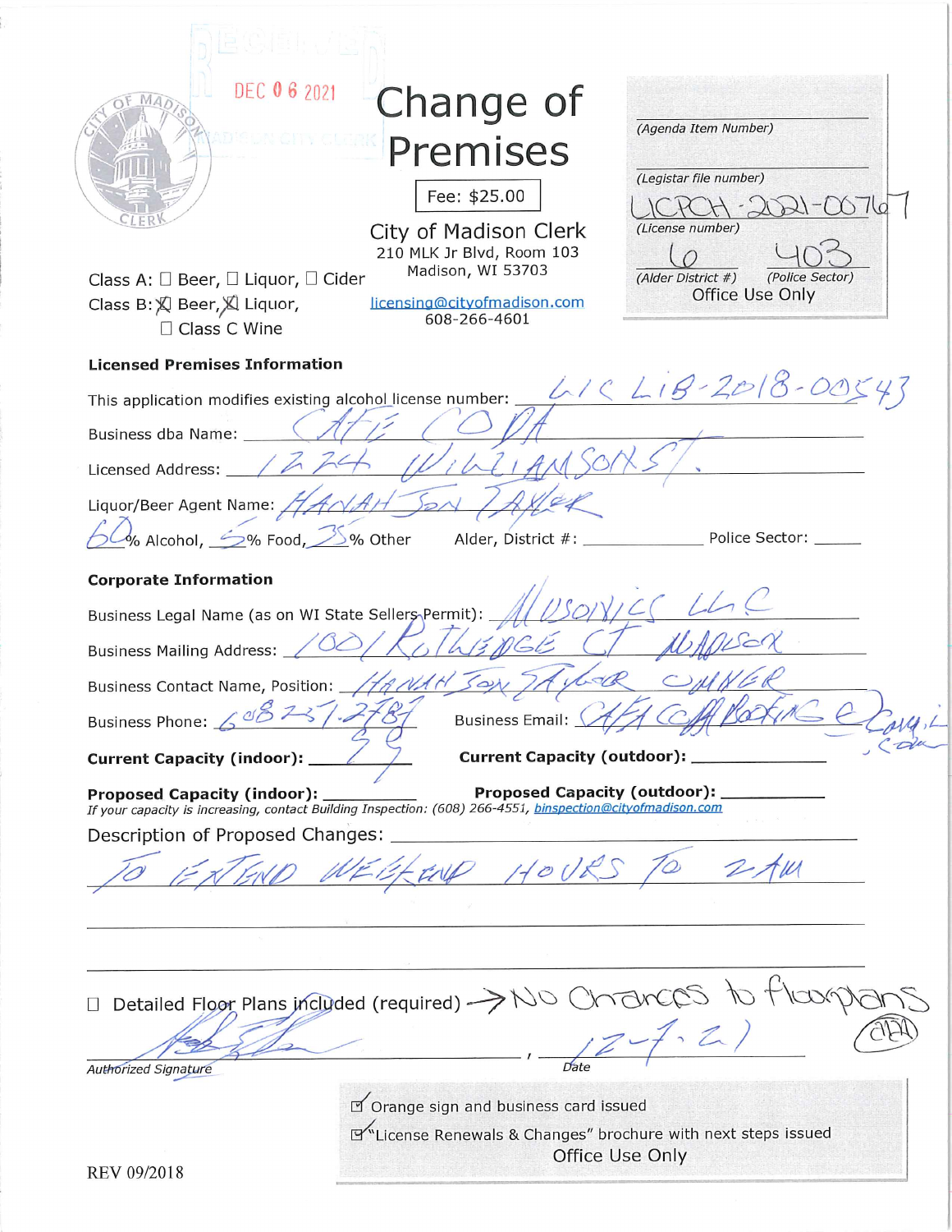RECEIVED

DEC 06 2021

MADISON CITY CLERK

# Change of Premises

Fee: $25.00

City of Madison Clerk
210 MLK Jr Blvd, Room 103
Madison, WI 53703
licensing@cityofmadison.com
608-266-4601

| |
|---|
| (Agenda Item Number) |
| (Legistar file number) |
| LICPCH-2021-00767 |
| (License number) |
| 6 (Alder District #) 403 (Police Sector) |
| Office Use Only |

Class A: ☐ Beer, ☐ Liquor, ☐ Cider
Class B: ☒ Beer, ☒ Liquor, ☐ Class C Wine

**Licensed Premises Information**

This application modifies existing alcohol license number: LIC LIB-2018-00543

Business dba Name: CAFE CODA

Licensed Address: 1224 WILLIAMSON ST.

Liquor/Beer Agent Name: HANAH JON TAYLOR

60 % Alcohol, 5 % Food, 35 % Other Alder, District #: ____ Police Sector: ____

**Corporate Information**

Business Legal Name (as on WI State Sellers Permit): MUSONICS LLC

Business Mailing Address: 1001 ROTHEDGE CT MADISON

Business Contact Name, Position: HANAH JON TAYLOR OWNER

Business Phone: 608 251 2787 Business Email: CAFACODABOOKING@GMAIL.COM

**Current Capacity (indoor):** 99 **Current Capacity (outdoor):** ____

**Proposed Capacity (indoor):** ____ **Proposed Capacity (outdoor):** ____

*If your capacity is increasing, contact Building Inspection: (608) 266-4551, binspection@cityofmadison.com*

Description of Proposed Changes:

TO EXTEND WEEKEND HOURS TO 2AM

☐ Detailed Floor Plans included (required) → No Changes to floorplans (ABH)

Authorized Signature: [signature], Date: 12-7-21

☑ Orange sign and business card issued
☑ "License Renewals & Changes" brochure with next steps issued
Office Use Only

REV 09/2018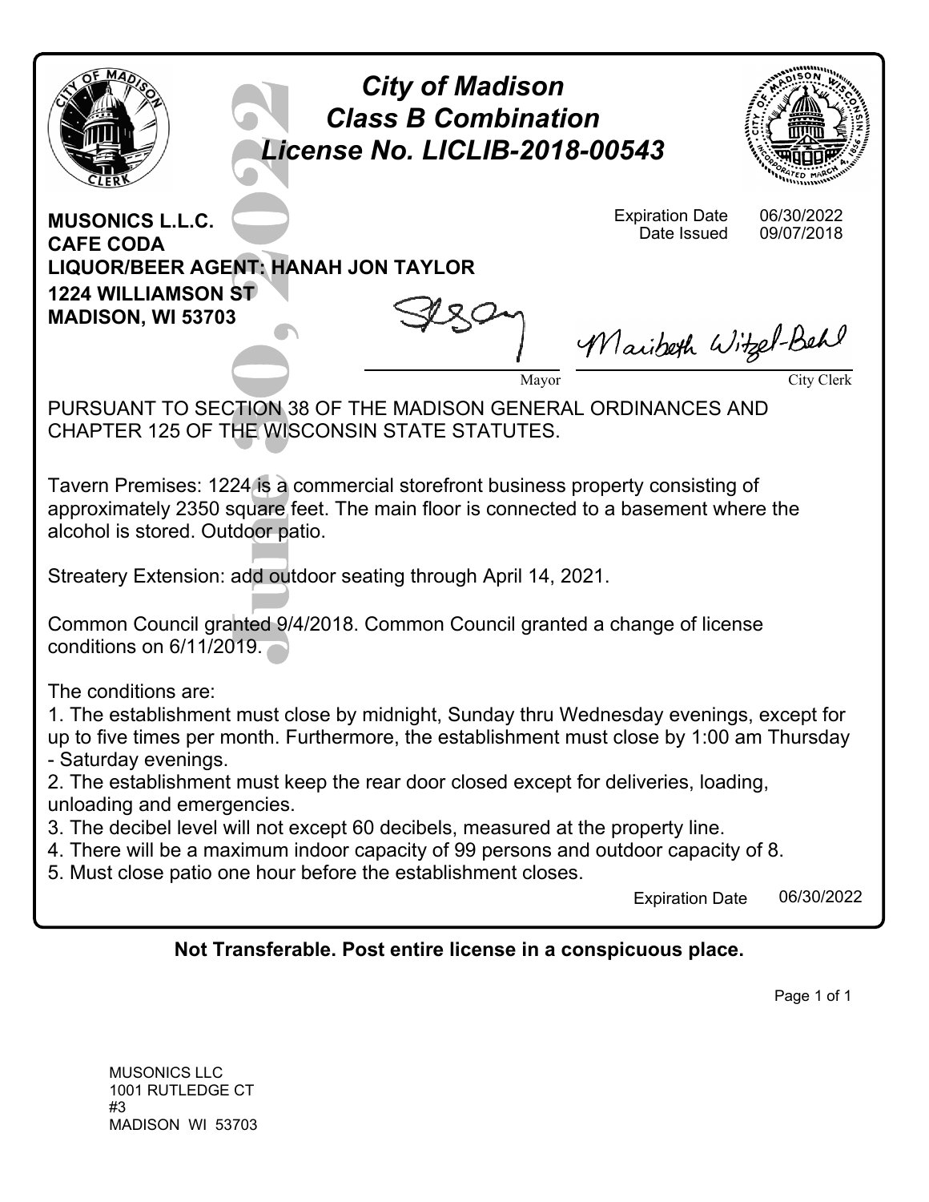# City of Madison
# Class B Combination
# License No. LICLIB-2018-00543

June 30, 2022

**MUSONICS L.L.C.**
**CAFE CODA**
**LIQUOR/BEER AGENT: HANAH JON TAYLOR**
**1224 WILLIAMSON ST**
**MADISON, WI 53703**

| | |
|---|---|
| Expiration Date | 06/30/2022 |
| Date Issued | 09/07/2018 |

Mayor

Maribeth Witzel-Behl
City Clerk

PURSUANT TO SECTION 38 OF THE MADISON GENERAL ORDINANCES AND CHAPTER 125 OF THE WISCONSIN STATE STATUTES.

Tavern Premises: 1224 is a commercial storefront business property consisting of approximately 2350 square feet. The main floor is connected to a basement where the alcohol is stored. Outdoor patio.

Streatery Extension: add outdoor seating through April 14, 2021.

Common Council granted 9/4/2018. Common Council granted a change of license conditions on 6/11/2019.

The conditions are:
1. The establishment must close by midnight, Sunday thru Wednesday evenings, except for up to five times per month. Furthermore, the establishment must close by 1:00 am Thursday - Saturday evenings.
2. The establishment must keep the rear door closed except for deliveries, loading, unloading and emergencies.
3. The decibel level will not except 60 decibels, measured at the property line.
4. There will be a maximum indoor capacity of 99 persons and outdoor capacity of 8.
5. Must close patio one hour before the establishment closes.

Expiration Date 06/30/2022

**Not Transferable. Post entire license in a conspicuous place.**

MUSONICS LLC
1001 RUTLEDGE CT
#3
MADISON WI 53703